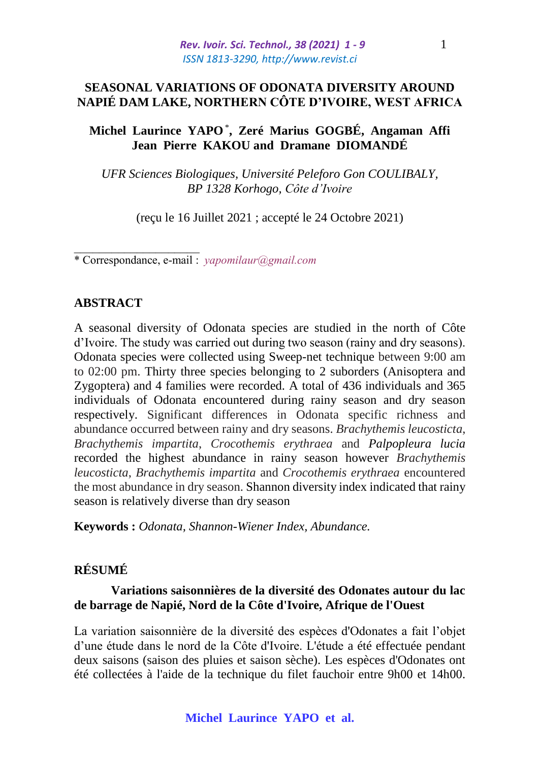# SEASONAL VARIATIONS OF ODONATA DIVERSITY AROUND NAPIÉ DAM LAKE, NORTHERN CÔTE D'IVOIRE, WEST AFRICA

**Michel Laurince YAPO** [*]**, Zeré Marius GOGBÉ, Angaman Affi Jean Pierre KAKOU and Dramane DIOMANDÉ**

*UFR Sciences Biologiques, Université Peleforo Gon COULIBALY, BP 1328 Korhogo, Côte d'Ivoire*

(reçu le 16 Juillet 2021 ; accepté le 24 Octobre 2021)

---

\* Correspondance, e-mail : *yapomilaur@gmail.com*

## ABSTRACT

A seasonal diversity of Odonata species are studied in the north of Côte d'Ivoire. The study was carried out during two season (rainy and dry seasons). Odonata species were collected using Sweep-net technique between 9:00 am to 02:00 pm. Thirty three species belonging to 2 suborders (Anisoptera and Zygoptera) and 4 families were recorded. A total of 436 individuals and 365 individuals of Odonata encountered during rainy season and dry season respectively. Significant differences in Odonata specific richness and abundance occurred between rainy and dry seasons. *Brachythemis leucosticta*, *Brachythemis impartita*, *Crocothemis erythraea* and *Palpopleura lucia* recorded the highest abundance in rainy season however *Brachythemis leucosticta*, *Brachythemis impartita* and *Crocothemis erythraea* encountered the most abundance in dry season. Shannon diversity index indicated that rainy season is relatively diverse than dry season

**Keywords :** *Odonata, Shannon-Wiener Index, Abundance.*

## RÉSUMÉ

**Variations saisonnières de la diversité des Odonates autour du lac de barrage de Napié, Nord de la Côte d'Ivoire, Afrique de l'Ouest**

La variation saisonnière de la diversité des espèces d'Odonates a fait l'objet d'une étude dans le nord de la Côte d'Ivoire. L'étude a été effectuée pendant deux saisons (saison des pluies et saison sèche). Les espèces d'Odonates ont été collectées à l'aide de la technique du filet fauchoir entre 9h00 et 14h00.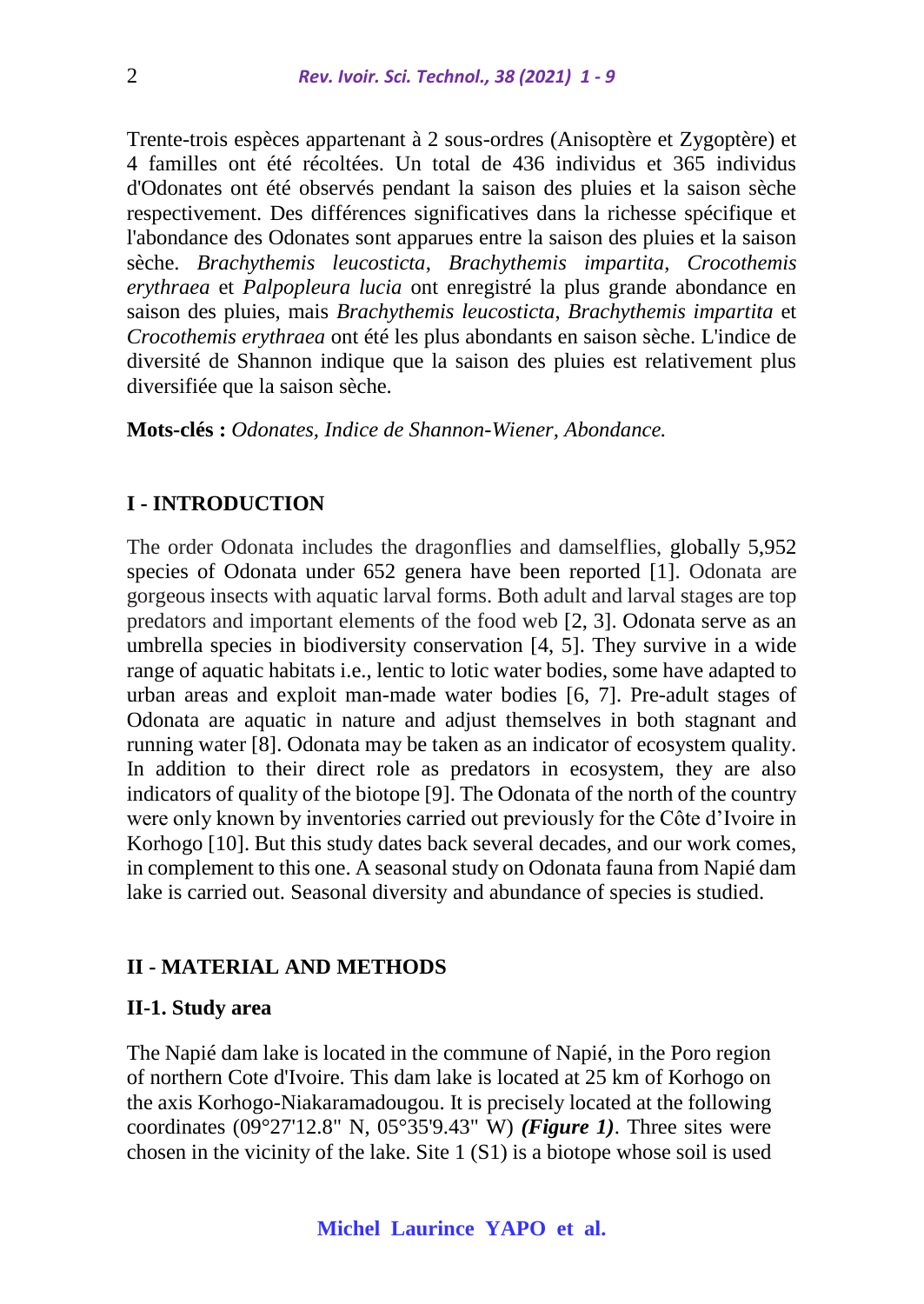Trente-trois espèces appartenant à 2 sous-ordres (Anisoptère et Zygoptère) et 4 familles ont été récoltées. Un total de 436 individus et 365 individus d'Odonates ont été observés pendant la saison des pluies et la saison sèche respectivement. Des différences significatives dans la richesse spécifique et l'abondance des Odonates sont apparues entre la saison des pluies et la saison sèche. *Brachythemis leucosticta*, *Brachythemis impartita*, *Crocothemis erythraea* et *Palpopleura lucia* ont enregistré la plus grande abondance en saison des pluies, mais *Brachythemis leucosticta*, *Brachythemis impartita* et *Crocothemis erythraea* ont été les plus abondants en saison sèche. L'indice de diversité de Shannon indique que la saison des pluies est relativement plus diversifiée que la saison sèche.

**Mots-clés :** *Odonates, Indice de Shannon-Wiener, Abondance.*

## I - INTRODUCTION

The order Odonata includes the dragonflies and damselflies, globally 5,952 species of Odonata under 652 genera have been reported [1]. Odonata are gorgeous insects with aquatic larval forms. Both adult and larval stages are top predators and important elements of the food web [2, 3]. Odonata serve as an umbrella species in biodiversity conservation [4, 5]. They survive in a wide range of aquatic habitats i.e., lentic to lotic water bodies, some have adapted to urban areas and exploit man-made water bodies [6, 7]. Pre-adult stages of Odonata are aquatic in nature and adjust themselves in both stagnant and running water [8]. Odonata may be taken as an indicator of ecosystem quality. In addition to their direct role as predators in ecosystem, they are also indicators of quality of the biotope [9]. The Odonata of the north of the country were only known by inventories carried out previously for the Côte d'Ivoire in Korhogo [10]. But this study dates back several decades, and our work comes, in complement to this one. A seasonal study on Odonata fauna from Napié dam lake is carried out. Seasonal diversity and abundance of species is studied.

## II - MATERIAL AND METHODS

### II-1. Study area

The Napié dam lake is located in the commune of Napié, in the Poro region of northern Cote d'Ivoire. This dam lake is located at 25 km of Korhogo on the axis Korhogo-Niakaramadougou. It is precisely located at the following coordinates (09°27'12.8" N, 05°35'9.43" W) ***(Figure 1)***. Three sites were chosen in the vicinity of the lake. Site 1 (S1) is a biotope whose soil is used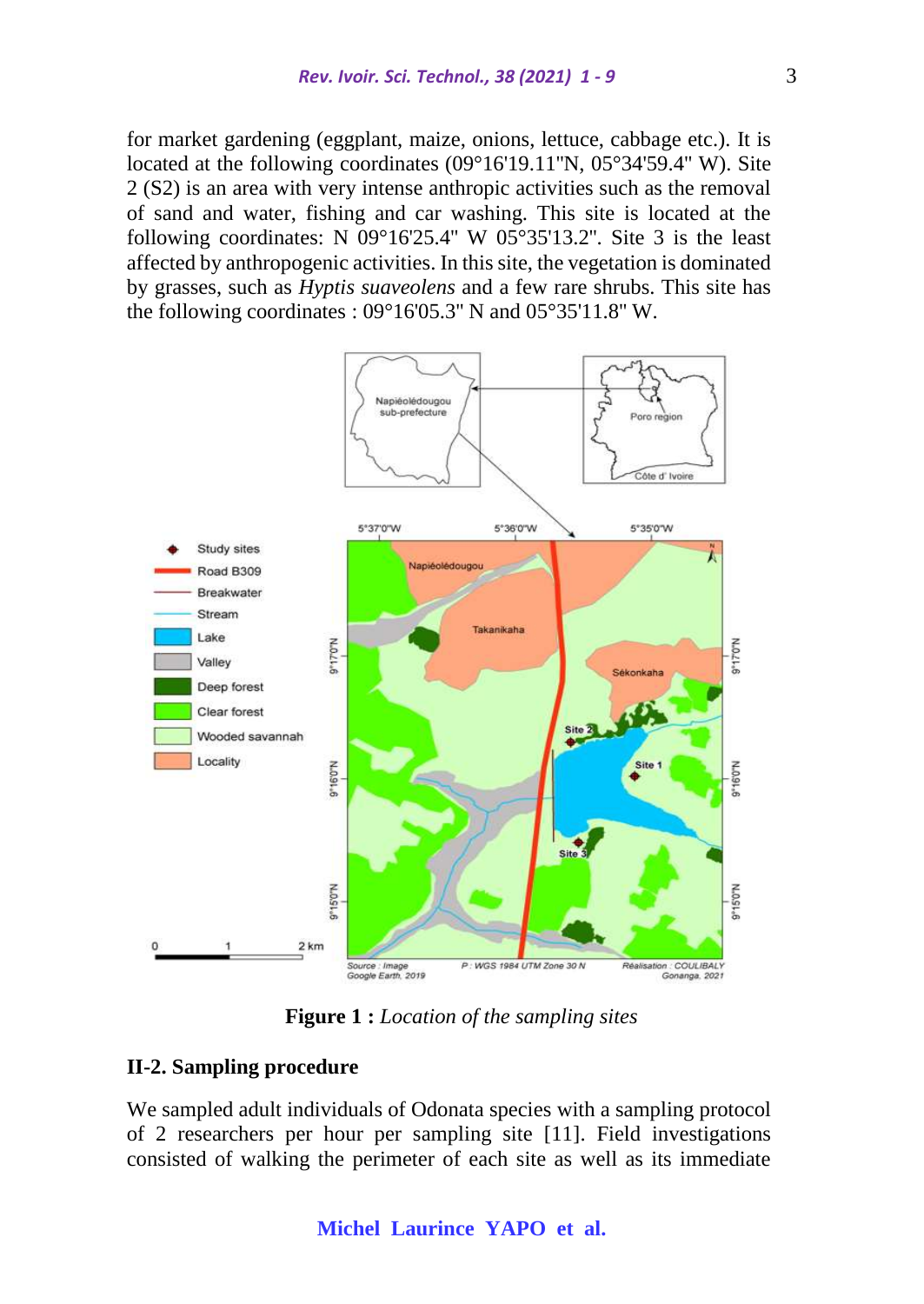for market gardening (eggplant, maize, onions, lettuce, cabbage etc.). It is located at the following coordinates (09°16'19.11"N, 05°34'59.4" W). Site 2 (S2) is an area with very intense anthropic activities such as the removal of sand and water, fishing and car washing. This site is located at the following coordinates: N 09°16'25.4" W 05°35'13.2". Site 3 is the least affected by anthropogenic activities. In this site, the vegetation is dominated by grasses, such as *Hyptis suaveolens* and a few rare shrubs. This site has the following coordinates : 09°16'05.3" N and 05°35'11.8" W.

**Figure 1 :** *Location of the sampling sites*

## II-2. Sampling procedure

We sampled adult individuals of Odonata species with a sampling protocol of 2 researchers per hour per sampling site [11]. Field investigations consisted of walking the perimeter of each site as well as its immediate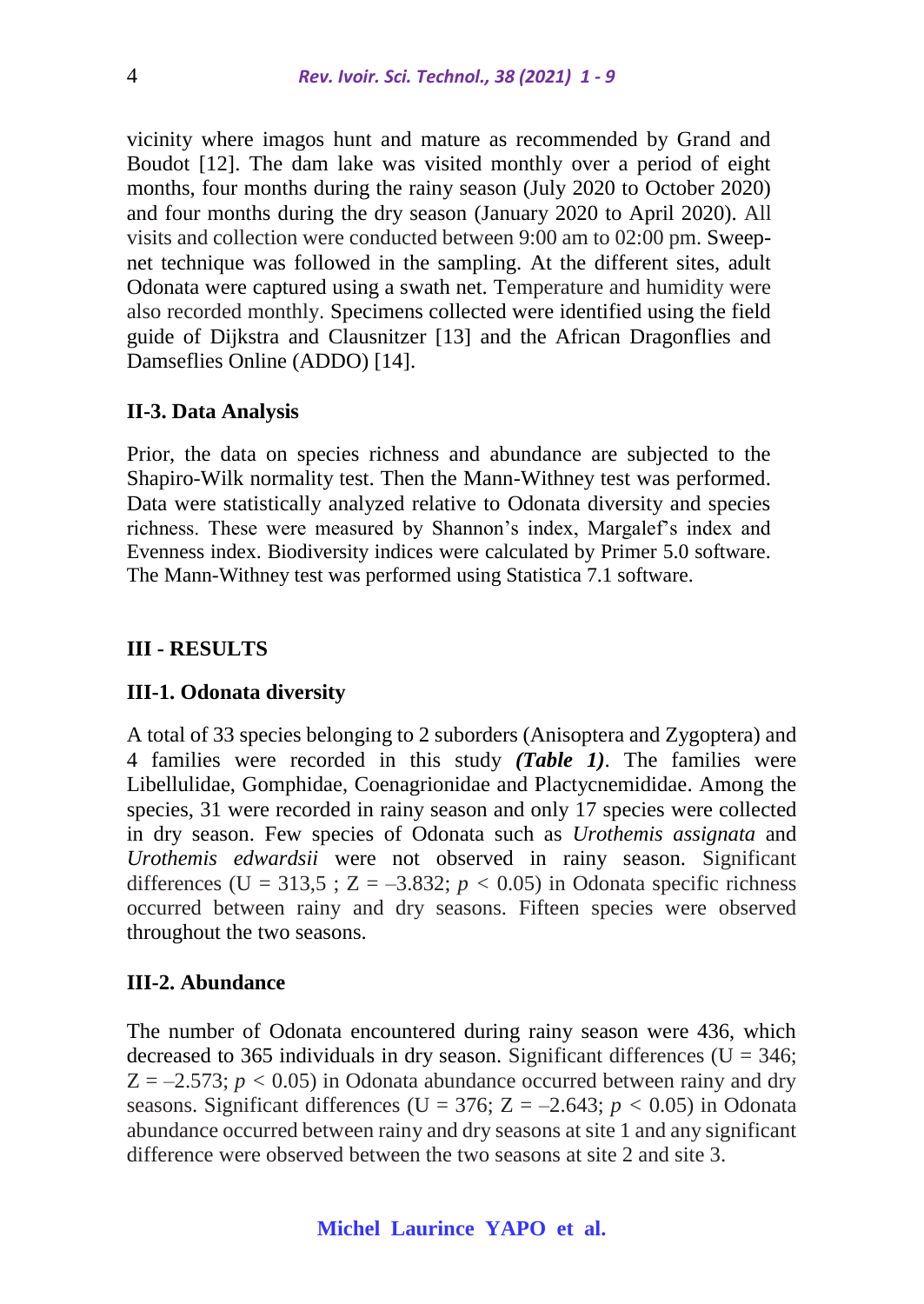vicinity where imagos hunt and mature as recommended by Grand and Boudot [12]. The dam lake was visited monthly over a period of eight months, four months during the rainy season (July 2020 to October 2020) and four months during the dry season (January 2020 to April 2020). All visits and collection were conducted between 9:00 am to 02:00 pm. Sweep-net technique was followed in the sampling. At the different sites, adult Odonata were captured using a swath net. Temperature and humidity were also recorded monthly. Specimens collected were identified using the field guide of Dijkstra and Clausnitzer [13] and the African Dragonflies and Damseflies Online (ADDO) [14].

### II-3. Data Analysis

Prior, the data on species richness and abundance are subjected to the Shapiro-Wilk normality test. Then the Mann-Withney test was performed. Data were statistically analyzed relative to Odonata diversity and species richness. These were measured by Shannon's index, Margalef's index and Evenness index. Biodiversity indices were calculated by Primer 5.0 software. The Mann-Withney test was performed using Statistica 7.1 software.

## III - RESULTS

### III-1. Odonata diversity

A total of 33 species belonging to 2 suborders (Anisoptera and Zygoptera) and 4 families were recorded in this study ***(Table 1)***. The families were Libellulidae, Gomphidae, Coenagrionidae and Plactycnemididae. Among the species, 31 were recorded in rainy season and only 17 species were collected in dry season. Few species of Odonata such as *Urothemis assignata* and *Urothemis edwardsii* were not observed in rainy season. Significant differences ($U = 313{,}5$ ; $Z = -3.832$; $p < 0.05$) in Odonata specific richness occurred between rainy and dry seasons. Fifteen species were observed throughout the two seasons.

### III-2. Abundance

The number of Odonata encountered during rainy season were 436, which decreased to 365 individuals in dry season. Significant differences ($U = 346$; $Z = -2.573$; $p < 0.05$) in Odonata abundance occurred between rainy and dry seasons. Significant differences ($U = 376$; $Z = -2.643$; $p < 0.05$) in Odonata abundance occurred between rainy and dry seasons at site 1 and any significant difference were observed between the two seasons at site 2 and site 3.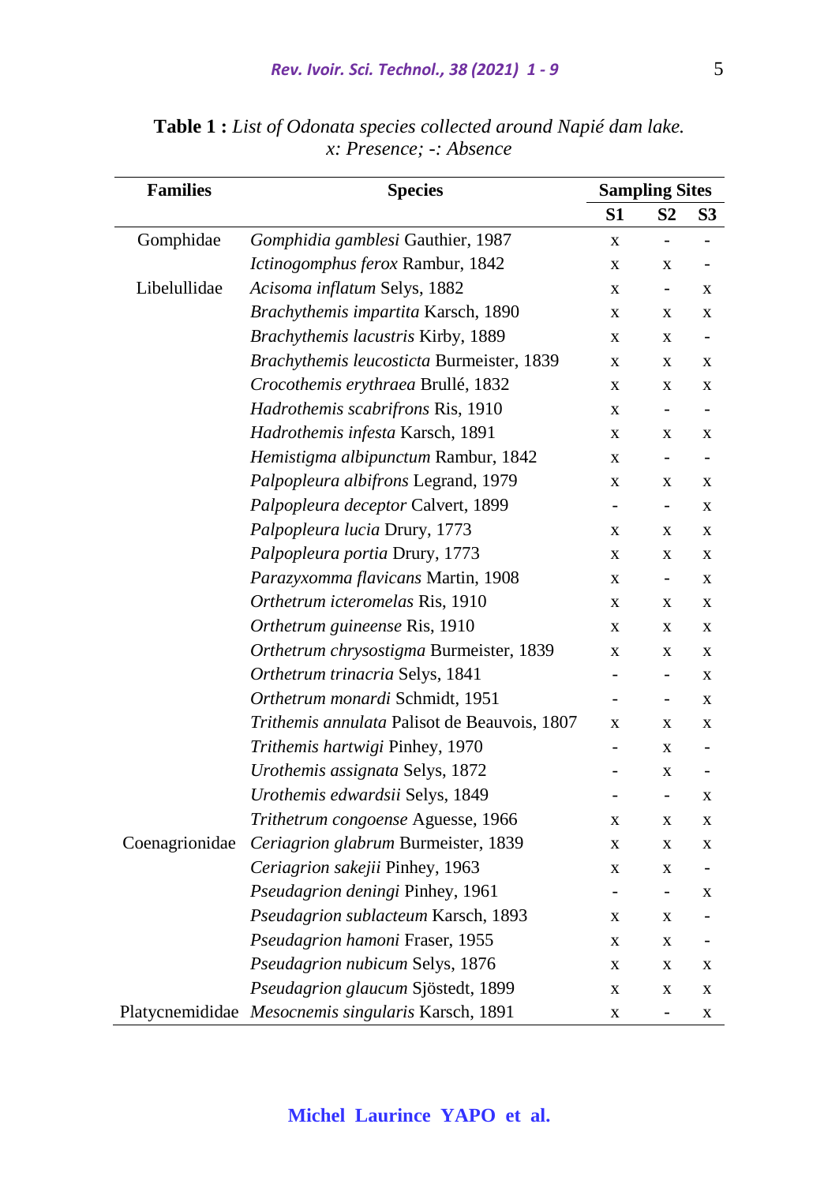**Table 1 :** *List of Odonata species collected around Napié dam lake. x: Presence; -: Absence*

| Families | Species | Sampling Sites | | |
|---|---|---|---|---|
| | | S1 | S2 | S3 |
| Gomphidae | *Gomphidia gamblesi* Gauthier, 1987 | x | - | - |
| | *Ictinogomphus ferox* Rambur, 1842 | x | x | - |
| Libelullidae | *Acisoma inflatum* Selys, 1882 | x | - | x |
| | *Brachythemis impartita* Karsch, 1890 | x | x | x |
| | *Brachythemis lacustris* Kirby, 1889 | x | x | - |
| | *Brachythemis leucosticta* Burmeister, 1839 | x | x | x |
| | *Crocothemis erythraea* Brullé, 1832 | x | x | x |
| | *Hadrothemis scabrifrons* Ris, 1910 | x | - | - |
| | *Hadrothemis infesta* Karsch, 1891 | x | x | x |
| | *Hemistigma albipunctum* Rambur, 1842 | x | - | - |
| | *Palpopleura albifrons* Legrand, 1979 | x | x | x |
| | *Palpopleura deceptor* Calvert, 1899 | - | - | x |
| | *Palpopleura lucia* Drury, 1773 | x | x | x |
| | *Palpopleura portia* Drury, 1773 | x | x | x |
| | *Parazyxomma flavicans* Martin, 1908 | x | - | x |
| | *Orthetrum icteromelas* Ris, 1910 | x | x | x |
| | *Orthetrum guineense* Ris, 1910 | x | x | x |
| | *Orthetrum chrysostigma* Burmeister, 1839 | x | x | x |
| | *Orthetrum trinacria* Selys, 1841 | - | - | x |
| | *Orthetrum monardi* Schmidt, 1951 | - | - | x |
| | *Trithemis annulata* Palisot de Beauvois, 1807 | x | x | x |
| | *Trithemis hartwigi* Pinhey, 1970 | - | x | - |
| | *Urothemis assignata* Selys, 1872 | - | x | - |
| | *Urothemis edwardsii* Selys, 1849 | - | - | x |
| | *Trithetrum congoense* Aguesse, 1966 | x | x | x |
| Coenagrionidae | *Ceriagrion glabrum* Burmeister, 1839 | x | x | x |
| | *Ceriagrion sakejii* Pinhey, 1963 | x | x | - |
| | *Pseudagrion deningi* Pinhey, 1961 | - | - | x |
| | *Pseudagrion sublacteum* Karsch, 1893 | x | x | - |
| | *Pseudagrion hamoni* Fraser, 1955 | x | x | - |
| | *Pseudagrion nubicum* Selys, 1876 | x | x | x |
| | *Pseudagrion glaucum* Sjöstedt, 1899 | x | x | x |
| Platycnemididae | *Mesocnemis singularis* Karsch, 1891 | x | - | x |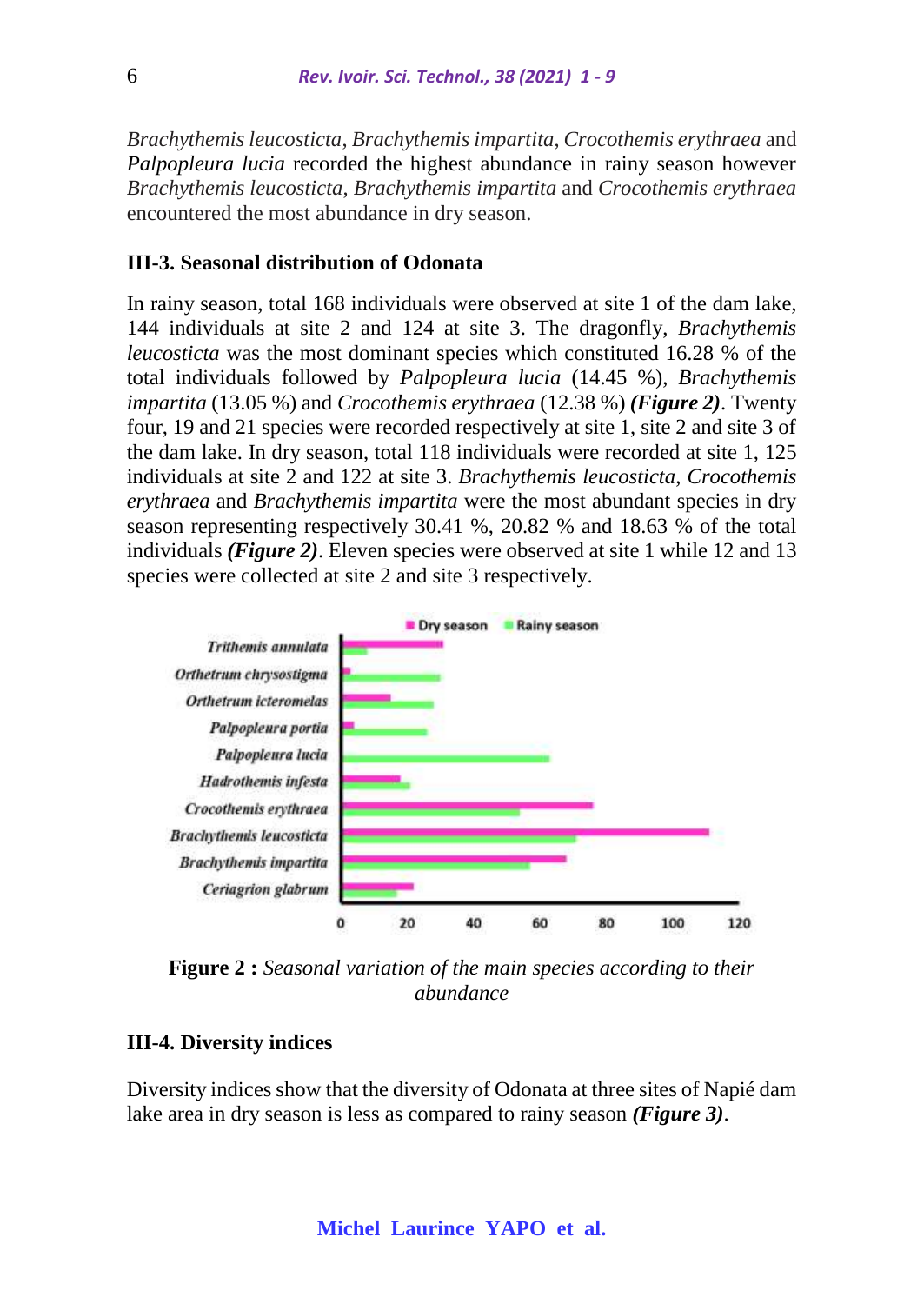*Brachythemis leucosticta*, *Brachythemis impartita*, *Crocothemis erythraea* and *Palpopleura lucia* recorded the highest abundance in rainy season however *Brachythemis leucosticta*, *Brachythemis impartita* and *Crocothemis erythraea* encountered the most abundance in dry season.

### III-3. Seasonal distribution of Odonata

In rainy season, total 168 individuals were observed at site 1 of the dam lake, 144 individuals at site 2 and 124 at site 3. The dragonfly, *Brachythemis leucosticta* was the most dominant species which constituted 16.28 % of the total individuals followed by *Palpopleura lucia* (14.45 %), *Brachythemis impartita* (13.05 %) and *Crocothemis erythraea* (12.38 %) ***(Figure 2)***. Twenty four, 19 and 21 species were recorded respectively at site 1, site 2 and site 3 of the dam lake. In dry season, total 118 individuals were recorded at site 1, 125 individuals at site 2 and 122 at site 3. *Brachythemis leucosticta*, *Crocothemis erythraea* and *Brachythemis impartita* were the most abundant species in dry season representing respectively 30.41 %, 20.82 % and 18.63 % of the total individuals ***(Figure 2)***. Eleven species were observed at site 1 while 12 and 13 species were collected at site 2 and site 3 respectively.

**Figure 2 :** *Seasonal variation of the main species according to their abundance*

### III-4. Diversity indices

Diversity indices show that the diversity of Odonata at three sites of Napié dam lake area in dry season is less as compared to rainy season ***(Figure 3)***.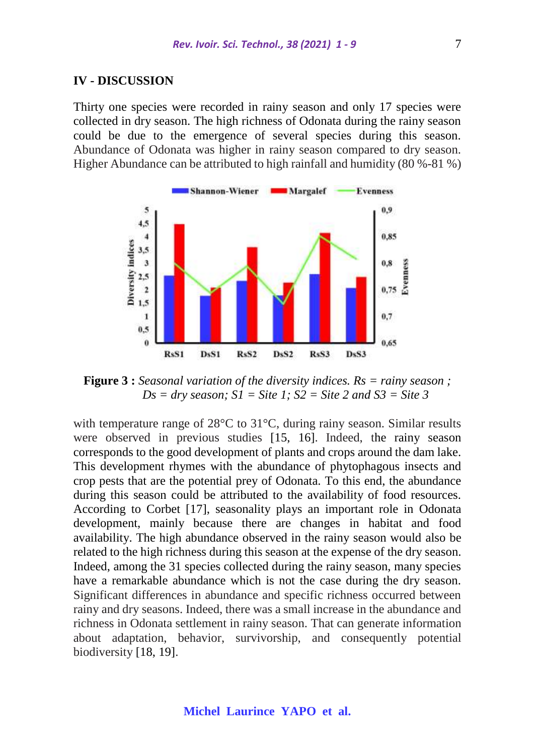## IV - DISCUSSION

Thirty one species were recorded in rainy season and only 17 species were collected in dry season. The high richness of Odonata during the rainy season could be due to the emergence of several species during this season. Abundance of Odonata was higher in rainy season compared to dry season. Higher Abundance can be attributed to high rainfall and humidity (80 %-81 %) with temperature range of 28°C to 31°C, during rainy season. Similar results were observed in previous studies [15, 16]. Indeed, the rainy season corresponds to the good development of plants and crops around the dam lake. This development rhymes with the abundance of phytophagous insects and crop pests that are the potential prey of Odonata. To this end, the abundance during this season could be attributed to the availability of food resources. According to Corbet [17], seasonality plays an important role in Odonata development, mainly because there are changes in habitat and food availability. The high abundance observed in the rainy season would also be related to the high richness during this season at the expense of the dry season. Indeed, among the 31 species collected during the rainy season, many species have a remarkable abundance which is not the case during the dry season. Significant differences in abundance and specific richness occurred between rainy and dry seasons. Indeed, there was a small increase in the abundance and richness in Odonata settlement in rainy season. That can generate information about adaptation, behavior, survivorship, and consequently potential biodiversity [18, 19].

**Figure 3 :** *Seasonal variation of the diversity indices. Rs = rainy season ; Ds = dry season; S1 = Site 1; S2 = Site 2 and S3 = Site 3*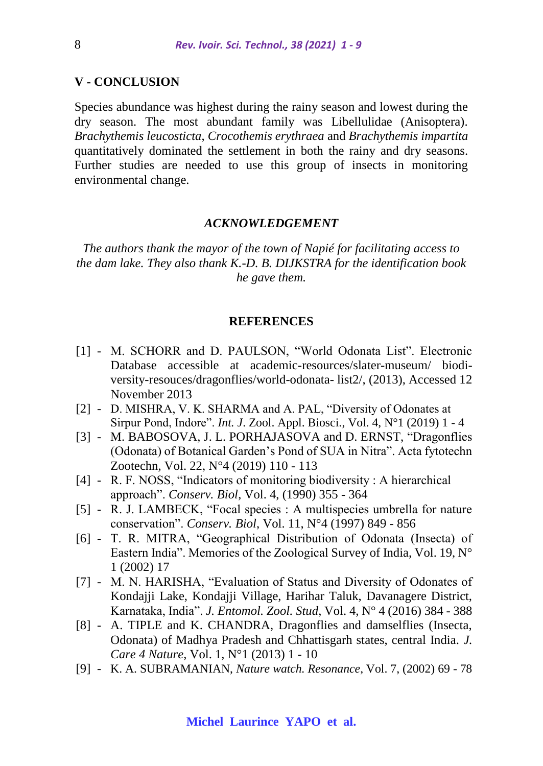## V - CONCLUSION

Species abundance was highest during the rainy season and lowest during the dry season. The most abundant family was Libellulidae (Anisoptera). *Brachythemis leucosticta*, *Crocothemis erythraea* and *Brachythemis impartita* quantitatively dominated the settlement in both the rainy and dry seasons. Further studies are needed to use this group of insects in monitoring environmental change.

### *ACKNOWLEDGEMENT*

*The authors thank the mayor of the town of Napié for facilitating access to the dam lake. They also thank K.-D. B. DIJKSTRA for the identification book he gave them.*

### REFERENCES

[1] - M. SCHORR and D. PAULSON, "World Odonata List". Electronic Database accessible at academic-resources/slater-museum/ biodi-versity-resouces/dragonflies/world-odonata- list2/, (2013), Accessed 12 November 2013

[2] - D. MISHRA, V. K. SHARMA and A. PAL, "Diversity of Odonates at Sirpur Pond, Indore". *Int. J*. Zool. Appl. Biosci., Vol. 4, N°1 (2019) 1 - 4

[3] - M. BABOSOVA, J. L. PORHAJASOVA and D. ERNST, "Dragonflies (Odonata) of Botanical Garden's Pond of SUA in Nitra". Acta fytotechn Zootechn, Vol. 22, N°4 (2019) 110 - 113

[4] - R. F. NOSS, "Indicators of monitoring biodiversity : A hierarchical approach". *Conserv. Biol*, Vol. 4, (1990) 355 - 364

[5] - R. J. LAMBECK, "Focal species : A multispecies umbrella for nature conservation". *Conserv. Biol*, Vol. 11, N°4 (1997) 849 - 856

[6] - T. R. MITRA, "Geographical Distribution of Odonata (Insecta) of Eastern India". Memories of the Zoological Survey of India, Vol. 19, N° 1 (2002) 17

[7] - M. N. HARISHA, "Evaluation of Status and Diversity of Odonates of Kondajji Lake, Kondajji Village, Harihar Taluk, Davanagere District, Karnataka, India". *J. Entomol. Zool. Stud*, Vol. 4, N° 4 (2016) 384 - 388

[8] - A. TIPLE and K. CHANDRA, Dragonflies and damselflies (Insecta, Odonata) of Madhya Pradesh and Chhattisgarh states, central India. *J. Care 4 Nature*, Vol. 1, N°1 (2013) 1 - 10

[9] - K. A. SUBRAMANIAN, *Nature watch. Resonance*, Vol. 7, (2002) 69 - 78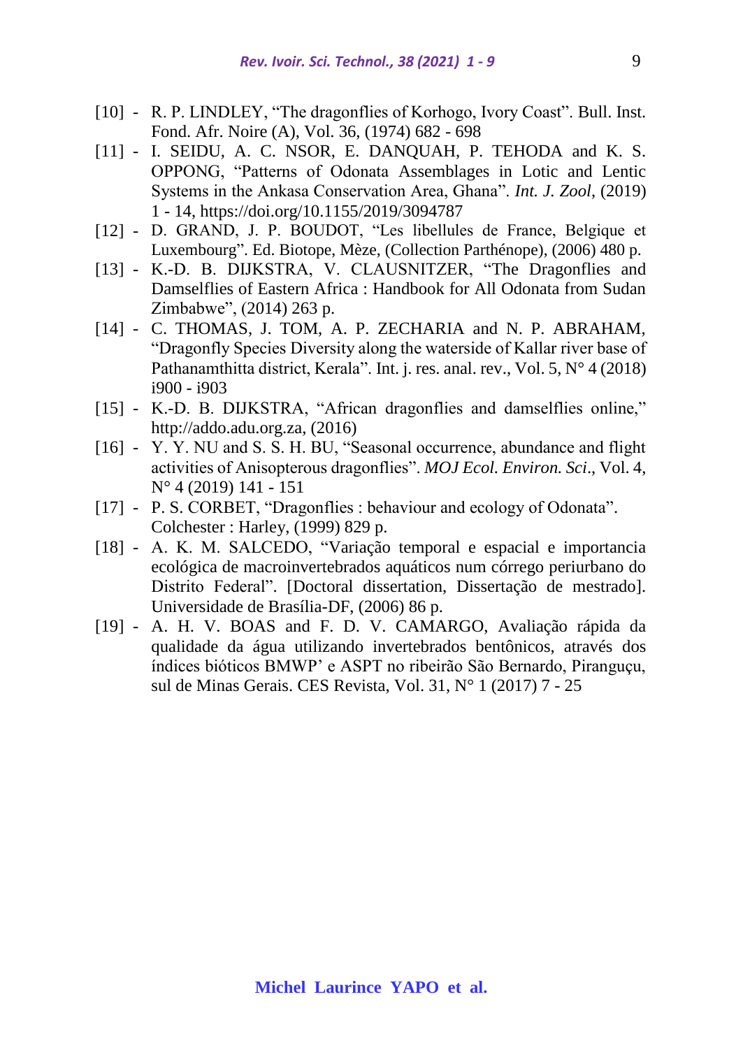[10] - R. P. LINDLEY, "The dragonflies of Korhogo, Ivory Coast". Bull. Inst. Fond. Afr. Noire (A), Vol. 36, (1974) 682 - 698

[11] - I. SEIDU, A. C. NSOR, E. DANQUAH, P. TEHODA and K. S. OPPONG, "Patterns of Odonata Assemblages in Lotic and Lentic Systems in the Ankasa Conservation Area, Ghana". *Int. J. Zool*, (2019) 1 - 14, https://doi.org/10.1155/2019/3094787

[12] - D. GRAND, J. P. BOUDOT, "Les libellules de France, Belgique et Luxembourg". Ed. Biotope, Mèze, (Collection Parthénope), (2006) 480 p.

[13] - K.-D. B. DIJKSTRA, V. CLAUSNITZER, "The Dragonflies and Damselflies of Eastern Africa : Handbook for All Odonata from Sudan Zimbabwe", (2014) 263 p.

[14] - C. THOMAS, J. TOM, A. P. ZECHARIA and N. P. ABRAHAM, "Dragonfly Species Diversity along the waterside of Kallar river base of Pathanamthitta district, Kerala". Int. j. res. anal. rev., Vol. 5, N° 4 (2018) i900 - i903

[15] - K.-D. B. DIJKSTRA, "African dragonflies and damselflies online," http://addo.adu.org.za, (2016)

[16] - Y. Y. NU and S. S. H. BU, "Seasonal occurrence, abundance and flight activities of Anisopterous dragonflies". *MOJ Ecol. Environ. Sci*., Vol. 4, N° 4 (2019) 141 - 151

[17] - P. S. CORBET, "Dragonflies : behaviour and ecology of Odonata". Colchester : Harley, (1999) 829 p.

[18] - A. K. M. SALCEDO, "Variação temporal e espacial e importancia ecológica de macroinvertebrados aquáticos num córrego periurbano do Distrito Federal". [Doctoral dissertation, Dissertação de mestrado]. Universidade de Brasília-DF, (2006) 86 p.

[19] - A. H. V. BOAS and F. D. V. CAMARGO, Avaliação rápida da qualidade da água utilizando invertebrados bentônicos, através dos índices bióticos BMWP' e ASPT no ribeirão São Bernardo, Piranguçu, sul de Minas Gerais. CES Revista, Vol. 31, N° 1 (2017) 7 - 25